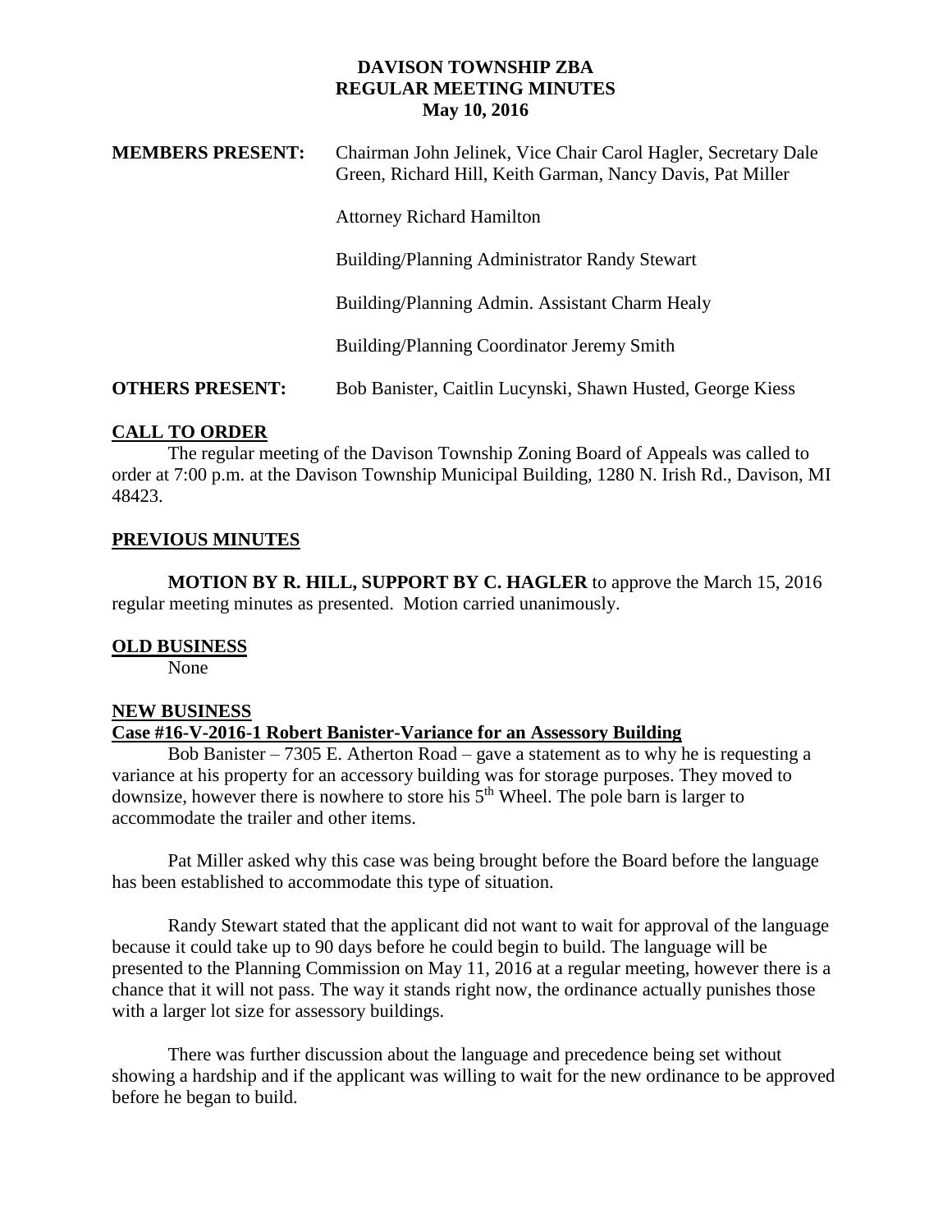# DAVISON TOWNSHIP ZBA
## REGULAR MEETING MINUTES
### May 10, 2016

**MEMBERS PRESENT:** Chairman John Jelinek, Vice Chair Carol Hagler, Secretary Dale Green, Richard Hill, Keith Garman, Nancy Davis, Pat Miller

Attorney Richard Hamilton

Building/Planning Administrator Randy Stewart

Building/Planning Admin. Assistant Charm Healy

Building/Planning Coordinator Jeremy Smith

**OTHERS PRESENT:** Bob Banister, Caitlin Lucynski, Shawn Husted, George Kiess

## CALL TO ORDER

The regular meeting of the Davison Township Zoning Board of Appeals was called to order at 7:00 p.m. at the Davison Township Municipal Building, 1280 N. Irish Rd., Davison, MI 48423.

## PREVIOUS MINUTES

**MOTION BY R. HILL, SUPPORT BY C. HAGLER** to approve the March 15, 2016 regular meeting minutes as presented. Motion carried unanimously.

## OLD BUSINESS

None

## NEW BUSINESS

### Case #16-V-2016-1 Robert Banister-Variance for an Assessory Building

Bob Banister – 7305 E. Atherton Road – gave a statement as to why he is requesting a variance at his property for an accessory building was for storage purposes. They moved to downsize, however there is nowhere to store his 5th Wheel. The pole barn is larger to accommodate the trailer and other items.

Pat Miller asked why this case was being brought before the Board before the language has been established to accommodate this type of situation.

Randy Stewart stated that the applicant did not want to wait for approval of the language because it could take up to 90 days before he could begin to build. The language will be presented to the Planning Commission on May 11, 2016 at a regular meeting, however there is a chance that it will not pass. The way it stands right now, the ordinance actually punishes those with a larger lot size for assessory buildings.

There was further discussion about the language and precedence being set without showing a hardship and if the applicant was willing to wait for the new ordinance to be approved before he began to build.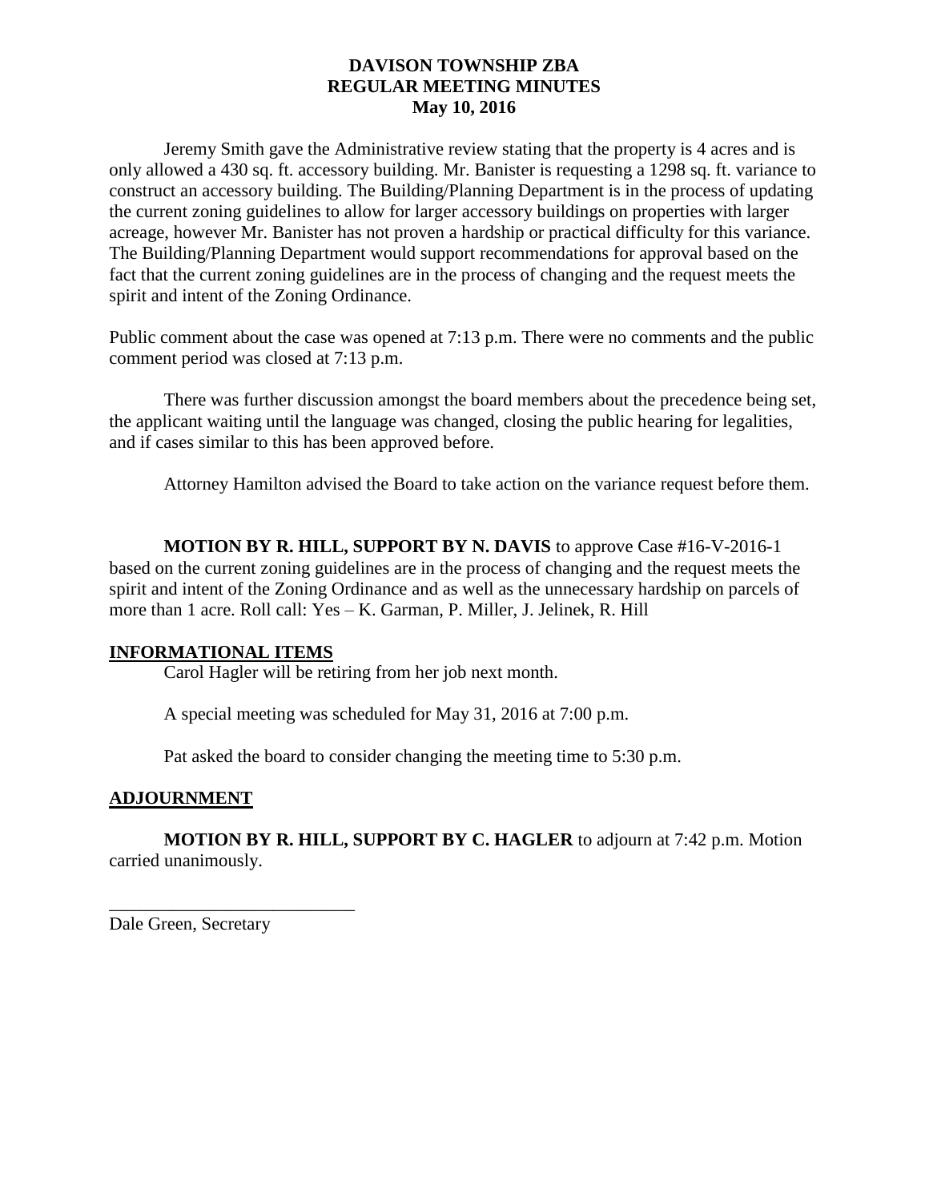**DAVISON TOWNSHIP ZBA**
**REGULAR MEETING MINUTES**
**May 10, 2016**

Jeremy Smith gave the Administrative review stating that the property is 4 acres and is only allowed a 430 sq. ft. accessory building. Mr. Banister is requesting a 1298 sq. ft. variance to construct an accessory building. The Building/Planning Department is in the process of updating the current zoning guidelines to allow for larger accessory buildings on properties with larger acreage, however Mr. Banister has not proven a hardship or practical difficulty for this variance. The Building/Planning Department would support recommendations for approval based on the fact that the current zoning guidelines are in the process of changing and the request meets the spirit and intent of the Zoning Ordinance.

Public comment about the case was opened at 7:13 p.m. There were no comments and the public comment period was closed at 7:13 p.m.

There was further discussion amongst the board members about the precedence being set, the applicant waiting until the language was changed, closing the public hearing for legalities, and if cases similar to this has been approved before.

Attorney Hamilton advised the Board to take action on the variance request before them.

**MOTION BY R. HILL, SUPPORT BY N. DAVIS** to approve Case #16-V-2016-1 based on the current zoning guidelines are in the process of changing and the request meets the spirit and intent of the Zoning Ordinance and as well as the unnecessary hardship on parcels of more than 1 acre. Roll call: Yes – K. Garman, P. Miller, J. Jelinek, R. Hill

## INFORMATIONAL ITEMS

Carol Hagler will be retiring from her job next month.

A special meeting was scheduled for May 31, 2016 at 7:00 p.m.

Pat asked the board to consider changing the meeting time to 5:30 p.m.

## ADJOURNMENT

**MOTION BY R. HILL, SUPPORT BY C. HAGLER** to adjourn at 7:42 p.m. Motion carried unanimously.

\_\_\_\_\_\_\_\_\_\_\_\_\_\_\_\_\_\_\_\_\_\_\_\_\_\_\_\_
Dale Green, Secretary